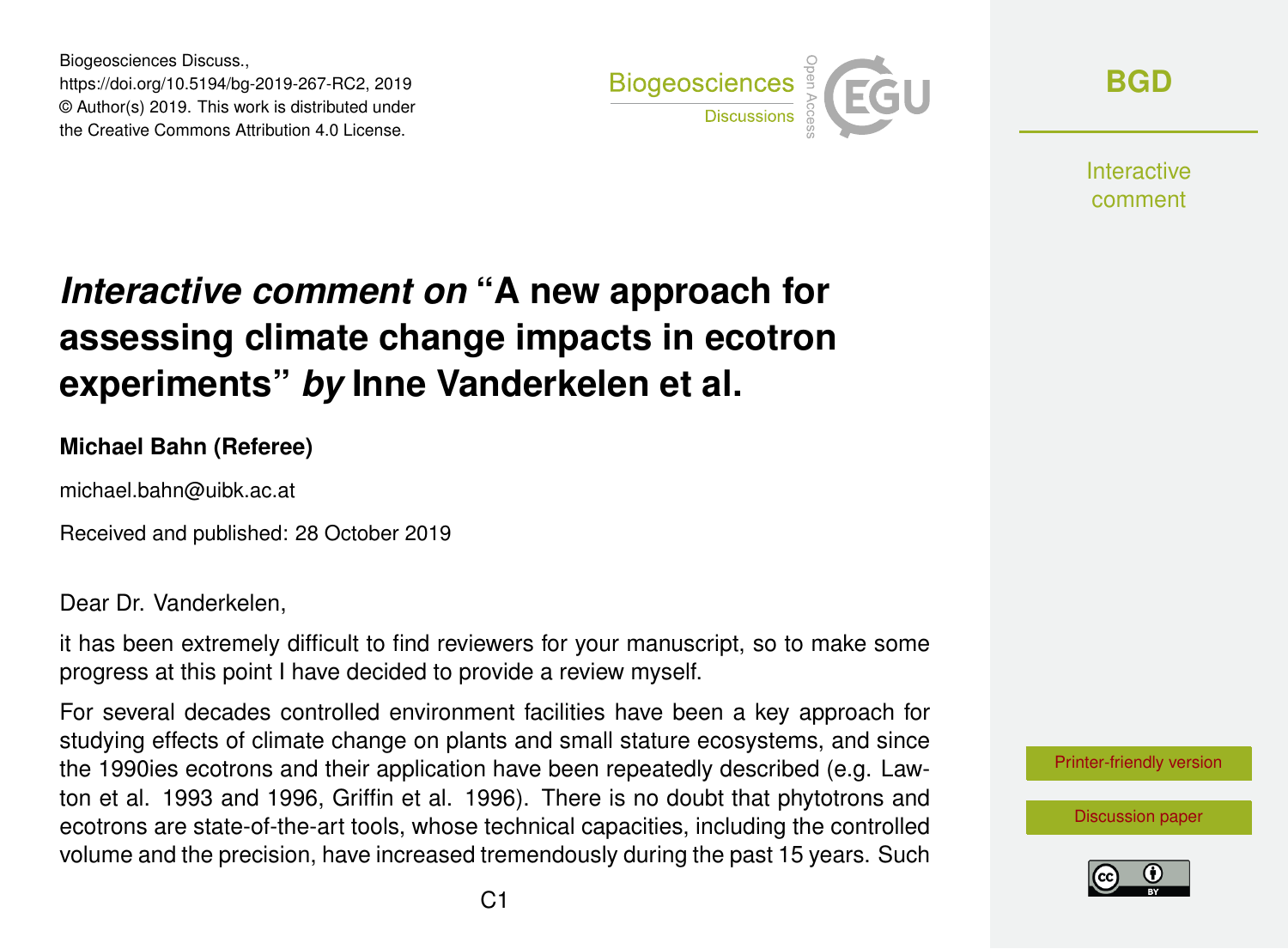Biogeosciences Discuss.,
https://doi.org/10.5194/bg-2019-267-RC2, 2019
© Author(s) 2019. This work is distributed under
the Creative Commons Attribution 4.0 License.

# *Interactive comment on* "A new approach for assessing climate change impacts in ecotron experiments" *by* Inne Vanderkelen et al.

**Michael Bahn (Referee)**

michael.bahn@uibk.ac.at

Received and published: 28 October 2019

Dear Dr. Vanderkelen,

it has been extremely difficult to find reviewers for your manuscript, so to make some progress at this point I have decided to provide a review myself.

For several decades controlled environment facilities have been a key approach for studying effects of climate change on plants and small stature ecosystems, and since the 1990ies ecotrons and their application have been repeatedly described (e.g. Lawton et al. 1993 and 1996, Griffin et al. 1996). There is no doubt that phytotrons and ecotrons are state-of-the-art tools, whose technical capacities, including the controlled volume and the precision, have increased tremendously during the past 15 years. Such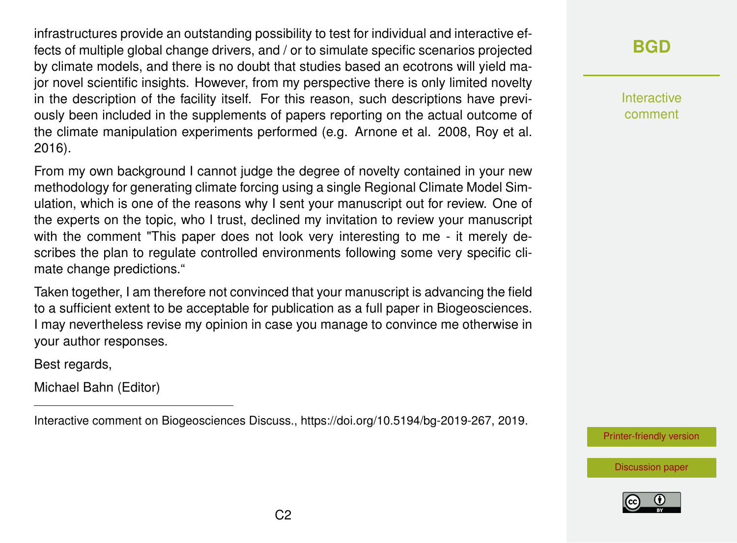infrastructures provide an outstanding possibility to test for individual and interactive effects of multiple global change drivers, and / or to simulate specific scenarios projected by climate models, and there is no doubt that studies based an ecotrons will yield major novel scientific insights. However, from my perspective there is only limited novelty in the description of the facility itself. For this reason, such descriptions have previously been included in the supplements of papers reporting on the actual outcome of the climate manipulation experiments performed (e.g. Arnone et al. 2008, Roy et al. 2016).

From my own background I cannot judge the degree of novelty contained in your new methodology for generating climate forcing using a single Regional Climate Model Simulation, which is one of the reasons why I sent your manuscript out for review. One of the experts on the topic, who I trust, declined my invitation to review your manuscript with the comment "This paper does not look very interesting to me - it merely describes the plan to regulate controlled environments following some very specific climate change predictions."

Taken together, I am therefore not convinced that your manuscript is advancing the field to a sufficient extent to be acceptable for publication as a full paper in Biogeosciences. I may nevertheless revise my opinion in case you manage to convince me otherwise in your author responses.

Best regards,

Michael Bahn (Editor)

---

Interactive comment on Biogeosciences Discuss., https://doi.org/10.5194/bg-2019-267, 2019.